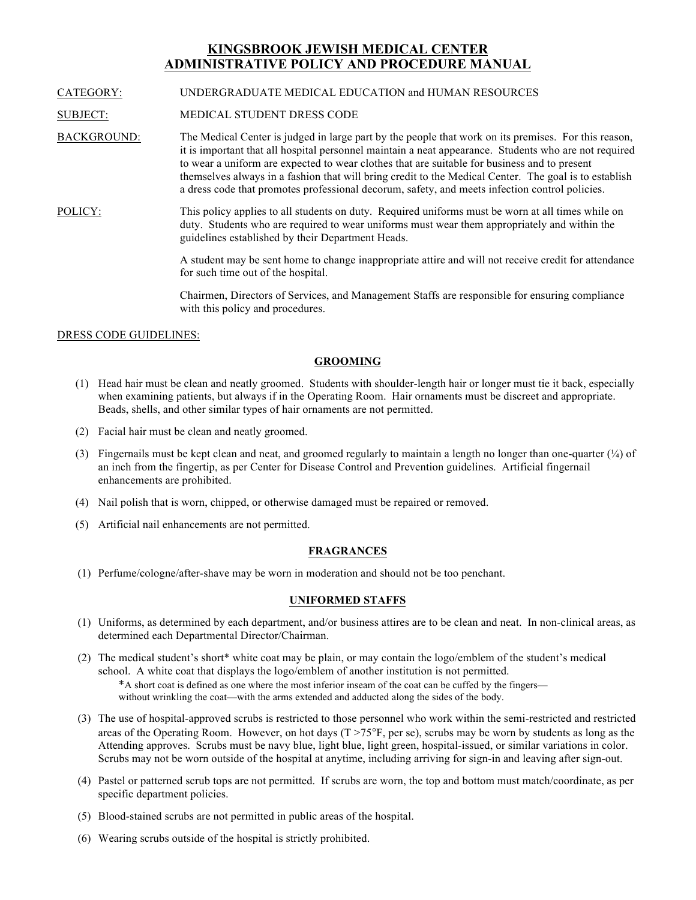# KINGSBROOK JEWISH MEDICAL CENTER
# ADMINISTRATIVE POLICY AND PROCEDURE MANUAL

CATEGORY: UNDERGRADUATE MEDICAL EDUCATION and HUMAN RESOURCES

SUBJECT: MEDICAL STUDENT DRESS CODE

BACKGROUND: The Medical Center is judged in large part by the people that work on its premises. For this reason, it is important that all hospital personnel maintain a neat appearance. Students who are not required to wear a uniform are expected to wear clothes that are suitable for business and to present themselves always in a fashion that will bring credit to the Medical Center. The goal is to establish a dress code that promotes professional decorum, safety, and meets infection control policies.

POLICY: This policy applies to all students on duty. Required uniforms must be worn at all times while on duty. Students who are required to wear uniforms must wear them appropriately and within the guidelines established by their Department Heads.

A student may be sent home to change inappropriate attire and will not receive credit for attendance for such time out of the hospital.

Chairmen, Directors of Services, and Management Staffs are responsible for ensuring compliance with this policy and procedures.

DRESS CODE GUIDELINES:

## GROOMING

(1) Head hair must be clean and neatly groomed. Students with shoulder-length hair or longer must tie it back, especially when examining patients, but always if in the Operating Room. Hair ornaments must be discreet and appropriate. Beads, shells, and other similar types of hair ornaments are not permitted.

(2) Facial hair must be clean and neatly groomed.

(3) Fingernails must be kept clean and neat, and groomed regularly to maintain a length no longer than one-quarter (¼) of an inch from the fingertip, as per Center for Disease Control and Prevention guidelines. Artificial fingernail enhancements are prohibited.

(4) Nail polish that is worn, chipped, or otherwise damaged must be repaired or removed.

(5) Artificial nail enhancements are not permitted.

## FRAGRANCES

(1) Perfume/cologne/after-shave may be worn in moderation and should not be too penchant.

## UNIFORMED STAFFS

(1) Uniforms, as determined by each department, and/or business attires are to be clean and neat. In non-clinical areas, as determined each Departmental Director/Chairman.

(2) The medical student's short* white coat may be plain, or may contain the logo/emblem of the student's medical school. A white coat that displays the logo/emblem of another institution is not permitted.

*A short coat is defined as one where the most inferior inseam of the coat can be cuffed by the fingers—without wrinkling the coat—with the arms extended and adducted along the sides of the body.

(3) The use of hospital-approved scrubs is restricted to those personnel who work within the semi-restricted and restricted areas of the Operating Room. However, on hot days (T >75°F, per se), scrubs may be worn by students as long as the Attending approves. Scrubs must be navy blue, light blue, light green, hospital-issued, or similar variations in color. Scrubs may not be worn outside of the hospital at anytime, including arriving for sign-in and leaving after sign-out.

(4) Pastel or patterned scrub tops are not permitted. If scrubs are worn, the top and bottom must match/coordinate, as per specific department policies.

(5) Blood-stained scrubs are not permitted in public areas of the hospital.

(6) Wearing scrubs outside of the hospital is strictly prohibited.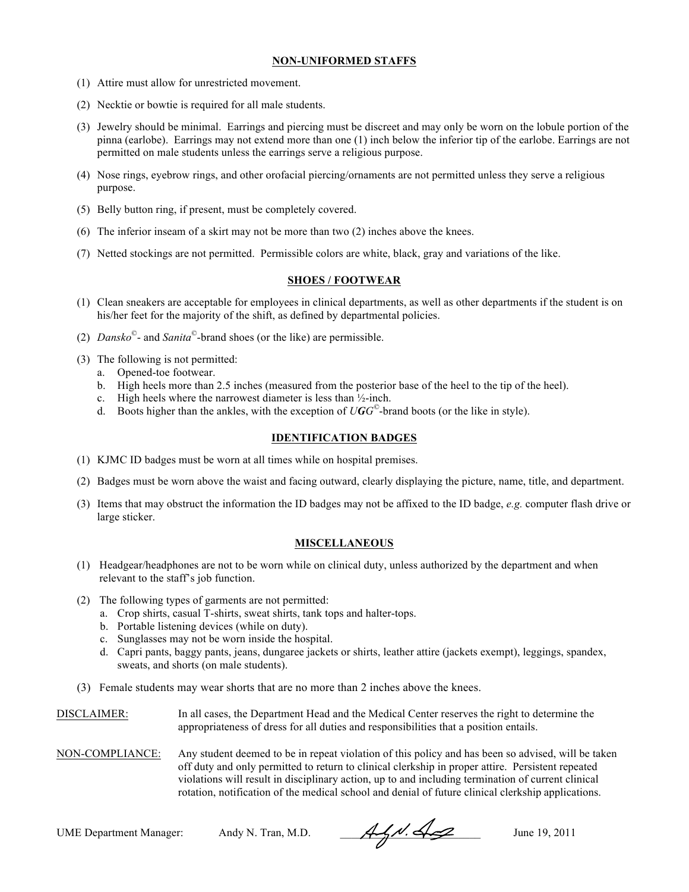## NON-UNIFORMED STAFFS

(1) Attire must allow for unrestricted movement.

(2) Necktie or bowtie is required for all male students.

(3) Jewelry should be minimal. Earrings and piercing must be discreet and may only be worn on the lobule portion of the pinna (earlobe). Earrings may not extend more than one (1) inch below the inferior tip of the earlobe. Earrings are not permitted on male students unless the earrings serve a religious purpose.

(4) Nose rings, eyebrow rings, and other orofacial piercing/ornaments are not permitted unless they serve a religious purpose.

(5) Belly button ring, if present, must be completely covered.

(6) The inferior inseam of a skirt may not be more than two (2) inches above the knees.

(7) Netted stockings are not permitted. Permissible colors are white, black, gray and variations of the like.

## SHOES / FOOTWEAR

(1) Clean sneakers are acceptable for employees in clinical departments, as well as other departments if the student is on his/her feet for the majority of the shift, as defined by departmental policies.

(2) *Dansko*©- and *Sanita*©-brand shoes (or the like) are permissible.

(3) The following is not permitted:
   a. Opened-toe footwear.
   b. High heels more than 2.5 inches (measured from the posterior base of the heel to the tip of the heel).
   c. High heels where the narrowest diameter is less than ½-inch.
   d. Boots higher than the ankles, with the exception of *U**GG**©*-brand boots (or the like in style).

## IDENTIFICATION BADGES

(1) KJMC ID badges must be worn at all times while on hospital premises.

(2) Badges must be worn above the waist and facing outward, clearly displaying the picture, name, title, and department.

(3) Items that may obstruct the information the ID badges may not be affixed to the ID badge, *e.g.* computer flash drive or large sticker.

## MISCELLANEOUS

(1) Headgear/headphones are not to be worn while on clinical duty, unless authorized by the department and when relevant to the staff's job function.

(2) The following types of garments are not permitted:
   a. Crop shirts, casual T-shirts, sweat shirts, tank tops and halter-tops.
   b. Portable listening devices (while on duty).
   c. Sunglasses may not be worn inside the hospital.
   d. Capri pants, baggy pants, jeans, dungaree jackets or shirts, leather attire (jackets exempt), leggings, spandex, sweats, and shorts (on male students).

(3) Female students may wear shorts that are no more than 2 inches above the knees.

DISCLAIMER: In all cases, the Department Head and the Medical Center reserves the right to determine the appropriateness of dress for all duties and responsibilities that a position entails.

NON-COMPLIANCE: Any student deemed to be in repeat violation of this policy and has been so advised, will be taken off duty and only permitted to return to clinical clerkship in proper attire. Persistent repeated violations will result in disciplinary action, up to and including termination of current clinical rotation, notification of the medical school and denial of future clinical clerkship applications.

UME Department Manager: Andy N. Tran, M.D. Andy N. Tran June 19, 2011